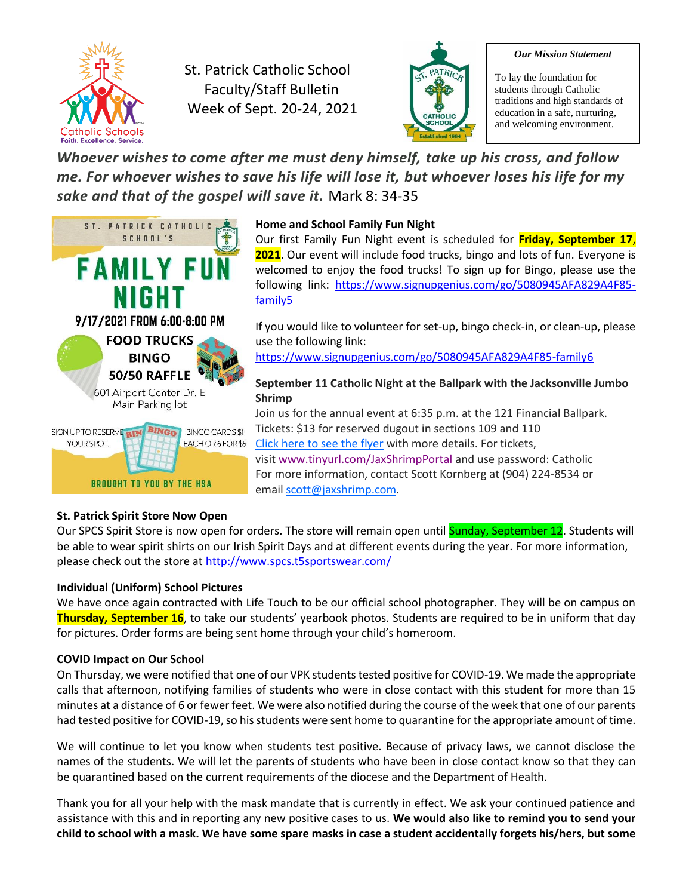St. Patrick Catholic School
Faculty/Staff Bulletin
Week of Sept. 20-24, 2021

**Our Mission Statement**

To lay the foundation for students through Catholic traditions and high standards of education in a safe, nurturing, and welcoming environment.

***Whoever wishes to come after me must deny himself, take up his cross, and follow me. For whoever wishes to save his life will lose it, but whoever loses his life for my sake and that of the gospel will save it.*** Mark 8: 34-35

ST. PATRICK CATHOLIC SCHOOL'S
FAMILY FUN NIGHT
9/17/2021 FROM 6:00-8:00 PM
FOOD TRUCKS
BINGO
50/50 RAFFLE
601 Airport Center Dr. E
Main Parking lot
SIGN UP TO RESERVE YOUR SPOT.
BINGO CARDS $1 EACH OR 6 FOR $5
BROUGHT TO YOU BY THE HSA

**Home and School Family Fun Night**

Our first Family Fun Night event is scheduled for **Friday, September 17, 2021**. Our event will include food trucks, bingo and lots of fun. Everyone is welcomed to enjoy the food trucks! To sign up for Bingo, please use the following link: https://www.signupgenius.com/go/5080945AFA829A4F85-family5

If you would like to volunteer for set-up, bingo check-in, or clean-up, please use the following link:
https://www.signupgenius.com/go/5080945AFA829A4F85-family6

**September 11 Catholic Night at the Ballpark with the Jacksonville Jumbo Shrimp**

Join us for the annual event at 6:35 p.m. at the 121 Financial Ballpark.
Tickets: $13 for reserved dugout in sections 109 and 110
Click here to see the flyer with more details. For tickets, visit www.tinyurl.com/JaxShrimpPortal and use password: Catholic
For more information, contact Scott Kornberg at (904) 224-8534 or email scott@jaxshrimp.com.

**St. Patrick Spirit Store Now Open**

Our SPCS Spirit Store is now open for orders. The store will remain open until Sunday, September 12. Students will be able to wear spirit shirts on our Irish Spirit Days and at different events during the year. For more information, please check out the store at http://www.spcs.t5sportswear.com/

**Individual (Uniform) School Pictures**

We have once again contracted with Life Touch to be our official school photographer. They will be on campus on **Thursday, September 16**, to take our students' yearbook photos. Students are required to be in uniform that day for pictures. Order forms are being sent home through your child's homeroom.

**COVID Impact on Our School**

On Thursday, we were notified that one of our VPK students tested positive for COVID-19. We made the appropriate calls that afternoon, notifying families of students who were in close contact with this student for more than 15 minutes at a distance of 6 or fewer feet. We were also notified during the course of the week that one of our parents had tested positive for COVID-19, so his students were sent home to quarantine for the appropriate amount of time.

We will continue to let you know when students test positive. Because of privacy laws, we cannot disclose the names of the students. We will let the parents of students who have been in close contact know so that they can be quarantined based on the current requirements of the diocese and the Department of Health.

Thank you for all your help with the mask mandate that is currently in effect. We ask your continued patience and assistance with this and in reporting any new positive cases to us. **We would also like to remind you to send your child to school with a mask. We have some spare masks in case a student accidentally forgets his/hers, but some**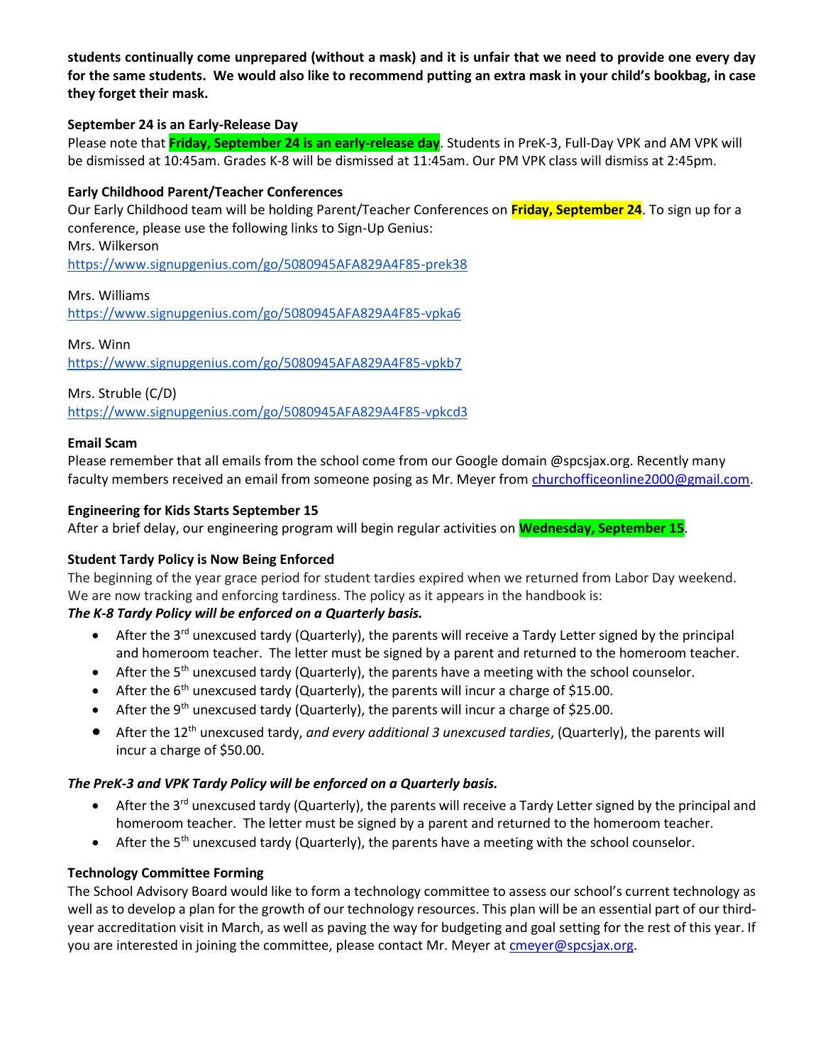**students continually come unprepared (without a mask) and it is unfair that we need to provide one every day for the same students. We would also like to recommend putting an extra mask in your child's bookbag, in case they forget their mask.**

**September 24 is an Early-Release Day**

Please note that **Friday, September 24 is an early-release day**. Students in PreK-3, Full-Day VPK and AM VPK will be dismissed at 10:45am. Grades K-8 will be dismissed at 11:45am. Our PM VPK class will dismiss at 2:45pm.

**Early Childhood Parent/Teacher Conferences**

Our Early Childhood team will be holding Parent/Teacher Conferences on **Friday, September 24**. To sign up for a conference, please use the following links to Sign-Up Genius:

Mrs. Wilkerson
https://www.signupgenius.com/go/5080945AFA829A4F85-prek38

Mrs. Williams
https://www.signupgenius.com/go/5080945AFA829A4F85-vpka6

Mrs. Winn
https://www.signupgenius.com/go/5080945AFA829A4F85-vpkb7

Mrs. Struble (C/D)
https://www.signupgenius.com/go/5080945AFA829A4F85-vpkcd3

**Email Scam**

Please remember that all emails from the school come from our Google domain @spcsjax.org. Recently many faculty members received an email from someone posing as Mr. Meyer from churchofficeonline2000@gmail.com.

**Engineering for Kids Starts September 15**

After a brief delay, our engineering program will begin regular activities on **Wednesday, September 15**.

**Student Tardy Policy is Now Being Enforced**

The beginning of the year grace period for student tardies expired when we returned from Labor Day weekend. We are now tracking and enforcing tardiness. The policy as it appears in the handbook is:

***The K-8 Tardy Policy will be enforced on a Quarterly basis.***

- After the 3rd unexcused tardy (Quarterly), the parents will receive a Tardy Letter signed by the principal and homeroom teacher. The letter must be signed by a parent and returned to the homeroom teacher.
- After the 5th unexcused tardy (Quarterly), the parents have a meeting with the school counselor.
- After the 6th unexcused tardy (Quarterly), the parents will incur a charge of $15.00.
- After the 9th unexcused tardy (Quarterly), the parents will incur a charge of $25.00.
- After the 12th unexcused tardy, *and every additional 3 unexcused tardies*, (Quarterly), the parents will incur a charge of $50.00.

***The PreK-3 and VPK Tardy Policy will be enforced on a Quarterly basis.***

- After the 3rd unexcused tardy (Quarterly), the parents will receive a Tardy Letter signed by the principal and homeroom teacher. The letter must be signed by a parent and returned to the homeroom teacher.
- After the 5th unexcused tardy (Quarterly), the parents have a meeting with the school counselor.

**Technology Committee Forming**

The School Advisory Board would like to form a technology committee to assess our school's current technology as well as to develop a plan for the growth of our technology resources. This plan will be an essential part of our third-year accreditation visit in March, as well as paving the way for budgeting and goal setting for the rest of this year. If you are interested in joining the committee, please contact Mr. Meyer at cmeyer@spcsjax.org.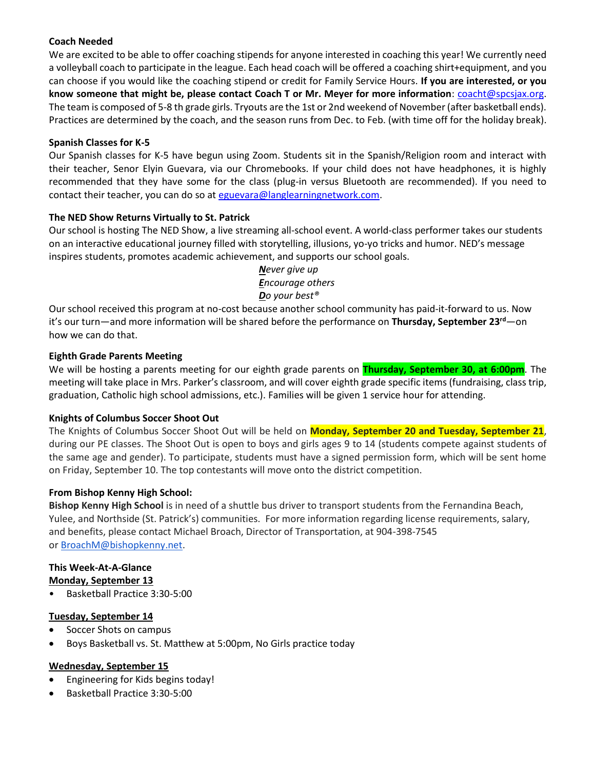**Coach Needed**

We are excited to be able to offer coaching stipends for anyone interested in coaching this year! We currently need a volleyball coach to participate in the league. Each head coach will be offered a coaching shirt+equipment, and you can choose if you would like the coaching stipend or credit for Family Service Hours. **If you are interested, or you know someone that might be, please contact Coach T or Mr. Meyer for more information**: coacht@spcsjax.org. The team is composed of 5-8 th grade girls. Tryouts are the 1st or 2nd weekend of November (after basketball ends). Practices are determined by the coach, and the season runs from Dec. to Feb. (with time off for the holiday break).

**Spanish Classes for K-5**

Our Spanish classes for K-5 have begun using Zoom. Students sit in the Spanish/Religion room and interact with their teacher, Senor Elyin Guevara, via our Chromebooks. If your child does not have headphones, it is highly recommended that they have some for the class (plug-in versus Bluetooth are recommended). If you need to contact their teacher, you can do so at eguevara@langlearningnetwork.com.

**The NED Show Returns Virtually to St. Patrick**

Our school is hosting The NED Show, a live streaming all-school event. A world-class performer takes our students on an interactive educational journey filled with storytelling, illusions, yo-yo tricks and humor. NED's message inspires students, promotes academic achievement, and supports our school goals.

***N**ever give up*
***E**ncourage others*
***D**o your best®*

Our school received this program at no-cost because another school community has paid-it-forward to us. Now it's our turn—and more information will be shared before the performance on **Thursday, September 23rd**—on how we can do that.

**Eighth Grade Parents Meeting**

We will be hosting a parents meeting for our eighth grade parents on **Thursday, September 30, at 6:00pm**. The meeting will take place in Mrs. Parker's classroom, and will cover eighth grade specific items (fundraising, class trip, graduation, Catholic high school admissions, etc.). Families will be given 1 service hour for attending.

**Knights of Columbus Soccer Shoot Out**

The Knights of Columbus Soccer Shoot Out will be held on **Monday, September 20 and Tuesday, September 21**, during our PE classes. The Shoot Out is open to boys and girls ages 9 to 14 (students compete against students of the same age and gender). To participate, students must have a signed permission form, which will be sent home on Friday, September 10. The top contestants will move onto the district competition.

**From Bishop Kenny High School:**

**Bishop Kenny High School** is in need of a shuttle bus driver to transport students from the Fernandina Beach, Yulee, and Northside (St. Patrick's) communities. For more information regarding license requirements, salary, and benefits, please contact Michael Broach, Director of Transportation, at 904-398-7545 or BroachM@bishopkenny.net.

**This Week-At-A-Glance**

**Monday, September 13**

- Basketball Practice 3:30-5:00

**Tuesday, September 14**

- Soccer Shots on campus
- Boys Basketball vs. St. Matthew at 5:00pm, No Girls practice today

**Wednesday, September 15**

- Engineering for Kids begins today!
- Basketball Practice 3:30-5:00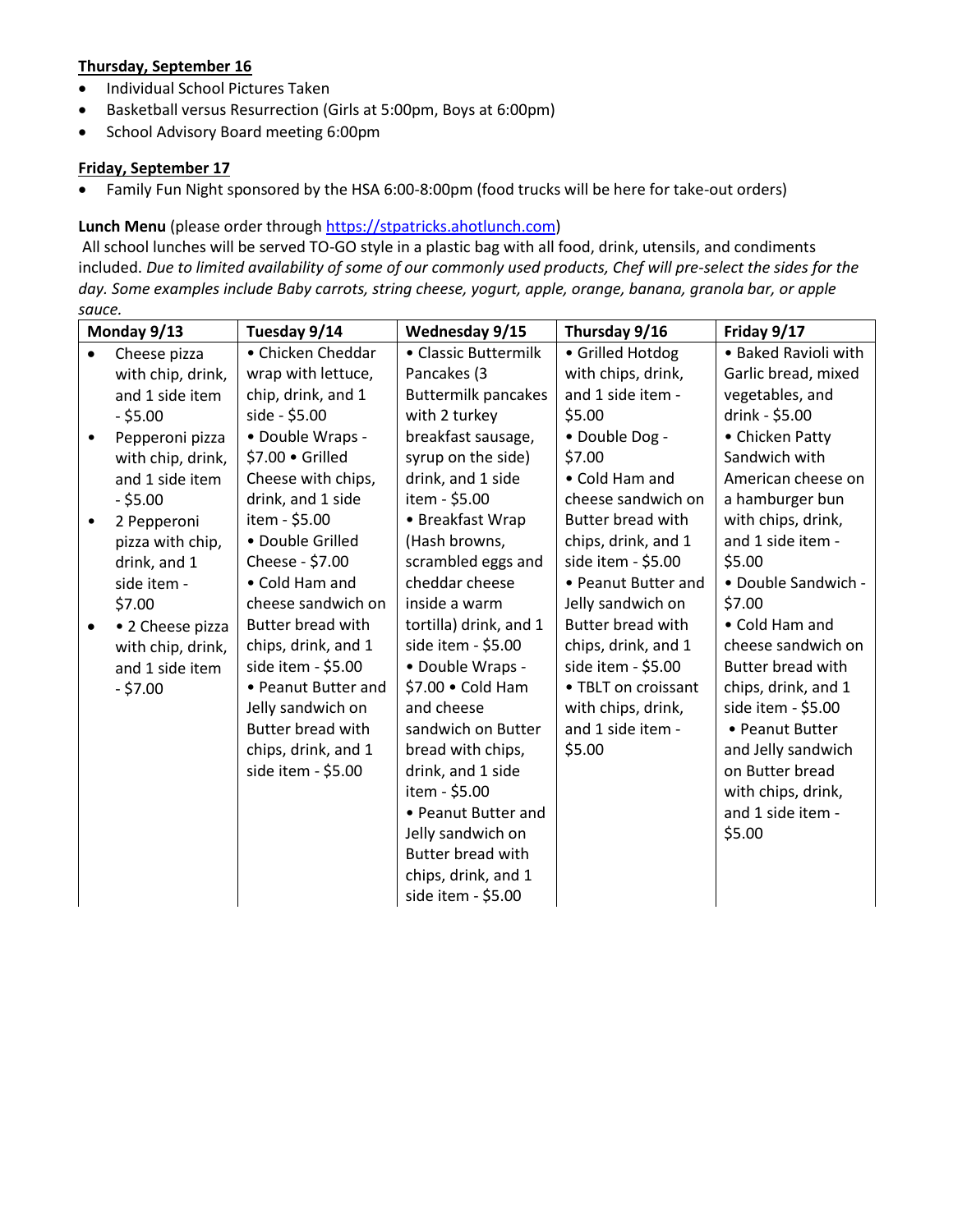**Thursday, September 16**

- Individual School Pictures Taken
- Basketball versus Resurrection (Girls at 5:00pm, Boys at 6:00pm)
- School Advisory Board meeting 6:00pm

**Friday, September 17**

- Family Fun Night sponsored by the HSA 6:00-8:00pm (food trucks will be here for take-out orders)

**Lunch Menu** (please order through https://stpatricks.ahotlunch.com)
All school lunches will be served TO-GO style in a plastic bag with all food, drink, utensils, and condiments included. *Due to limited availability of some of our commonly used products, Chef will pre-select the sides for the day. Some examples include Baby carrots, string cheese, yogurt, apple, orange, banana, granola bar, or apple sauce.*

| Monday 9/13 | Tuesday 9/14 | Wednesday 9/15 | Thursday 9/16 | Friday 9/17 |
|---|---|---|---|---|
| • Cheese pizza with chip, drink, and 1 side item - $5.00<br>• Pepperoni pizza with chip, drink, and 1 side item - $5.00<br>• 2 Pepperoni pizza with chip, drink, and 1 side item - $7.00<br>• • 2 Cheese pizza with chip, drink, and 1 side item - $7.00 | • Chicken Cheddar wrap with lettuce, chip, drink, and 1 side - $5.00<br>• Double Wraps - $7.00 • Grilled Cheese with chips, drink, and 1 side item - $5.00<br>• Double Grilled Cheese - $7.00<br>• Cold Ham and cheese sandwich on Butter bread with chips, drink, and 1 side item - $5.00<br>• Peanut Butter and Jelly sandwich on Butter bread with chips, drink, and 1 side item - $5.00 | • Classic Buttermilk Pancakes (3 Buttermilk pancakes with 2 turkey breakfast sausage, syrup on the side) drink, and 1 side item - $5.00<br>• Breakfast Wrap (Hash browns, scrambled eggs and cheddar cheese inside a warm tortilla) drink, and 1 side item - $5.00<br>• Double Wraps - $7.00 • Cold Ham and cheese sandwich on Butter bread with chips, drink, and 1 side item - $5.00<br>• Peanut Butter and Jelly sandwich on Butter bread with chips, drink, and 1 side item - $5.00 | • Grilled Hotdog with chips, drink, and 1 side item - $5.00<br>• Double Dog - $7.00<br>• Cold Ham and cheese sandwich on Butter bread with chips, drink, and 1 side item - $5.00<br>• Peanut Butter and Jelly sandwich on Butter bread with chips, drink, and 1 side item - $5.00<br>• TBLT on croissant with chips, drink, and 1 side item - $5.00 | • Baked Ravioli with Garlic bread, mixed vegetables, and drink - $5.00<br>• Chicken Patty Sandwich with American cheese on a hamburger bun with chips, drink, and 1 side item - $5.00<br>• Double Sandwich - $7.00<br>• Cold Ham and cheese sandwich on Butter bread with chips, drink, and 1 side item - $5.00<br>• Peanut Butter and Jelly sandwich on Butter bread with chips, drink, and 1 side item - $5.00 |